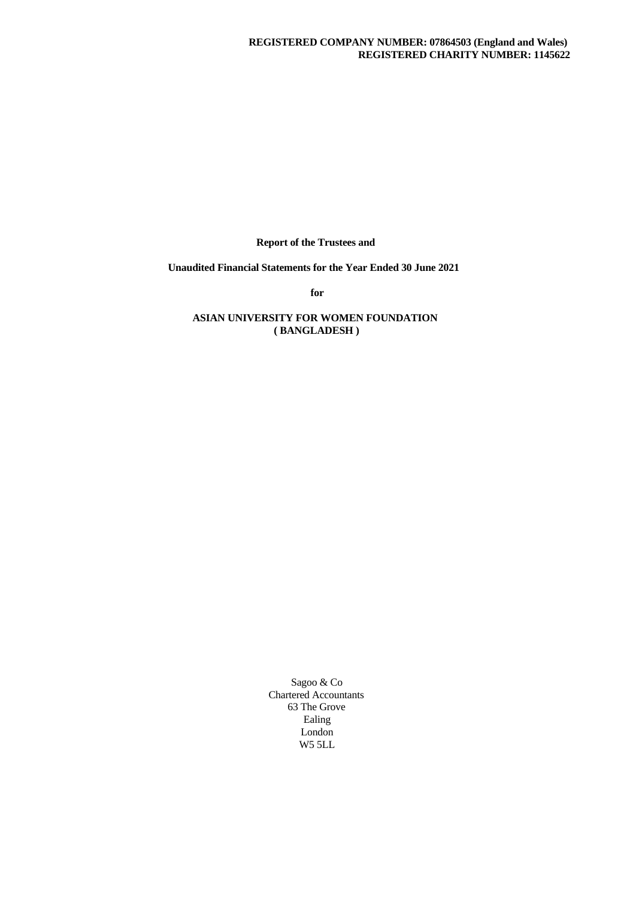**REGISTERED COMPANY NUMBER: 07864503 (England and Wales)**
**REGISTERED CHARITY NUMBER: 1145622**

**Report of the Trustees and**

**Unaudited Financial Statements for the Year Ended 30 June 2021**

**for**

**ASIAN UNIVERSITY FOR WOMEN FOUNDATION**
**( BANGLADESH )**

Sagoo & Co
Chartered Accountants
63 The Grove
Ealing
London
W5 5LL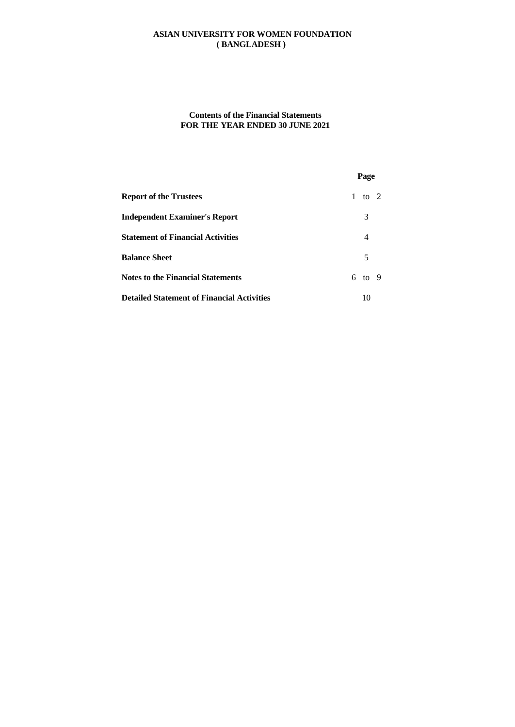**ASIAN UNIVERSITY FOR WOMEN FOUNDATION**
**( BANGLADESH )**

**Contents of the Financial Statements**
**FOR THE YEAR ENDED 30 JUNE 2021**

| | Page |
|---|---|
| **Report of the Trustees** | 1 to 2 |
| **Independent Examiner's Report** | 3 |
| **Statement of Financial Activities** | 4 |
| **Balance Sheet** | 5 |
| **Notes to the Financial Statements** | 6 to 9 |
| **Detailed Statement of Financial Activities** | 10 |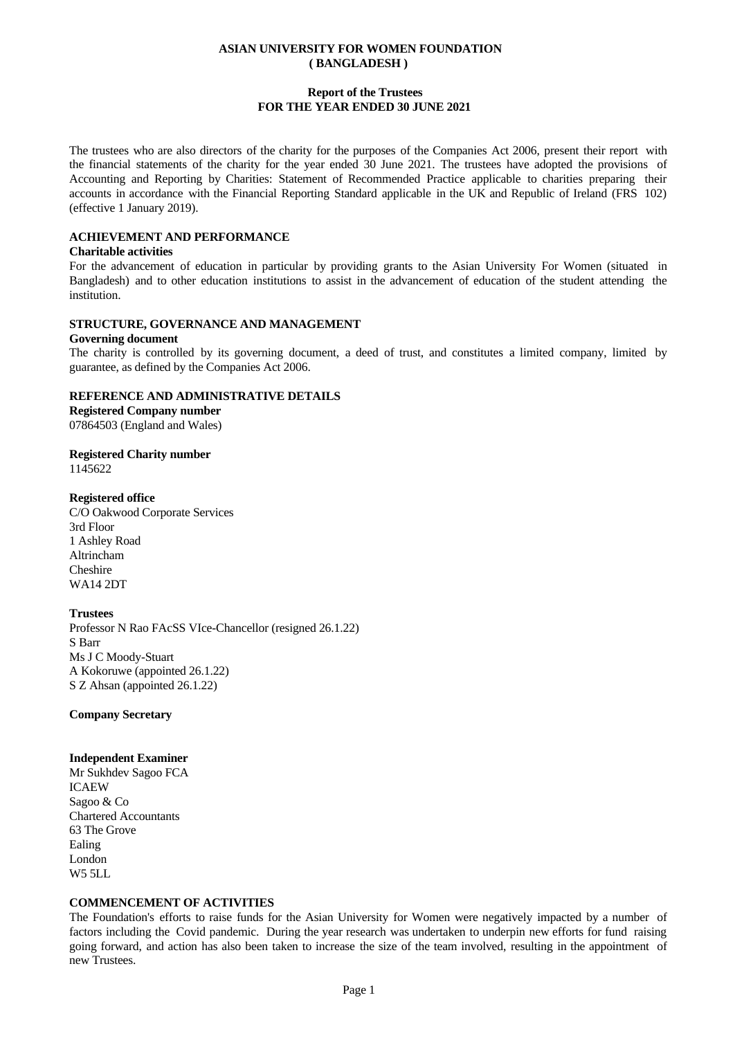# ASIAN UNIVERSITY FOR WOMEN FOUNDATION ( BANGLADESH )

## Report of the Trustees FOR THE YEAR ENDED 30 JUNE 2021

The trustees who are also directors of the charity for the purposes of the Companies Act 2006, present their report with the financial statements of the charity for the year ended 30 June 2021. The trustees have adopted the provisions of Accounting and Reporting by Charities: Statement of Recommended Practice applicable to charities preparing their accounts in accordance with the Financial Reporting Standard applicable in the UK and Republic of Ireland (FRS 102) (effective 1 January 2019).

### ACHIEVEMENT AND PERFORMANCE

**Charitable activities**

For the advancement of education in particular by providing grants to the Asian University For Women (situated in Bangladesh) and to other education institutions to assist in the advancement of education of the student attending the institution.

### STRUCTURE, GOVERNANCE AND MANAGEMENT

**Governing document**

The charity is controlled by its governing document, a deed of trust, and constitutes a limited company, limited by guarantee, as defined by the Companies Act 2006.

### REFERENCE AND ADMINISTRATIVE DETAILS

**Registered Company number**

07864503 (England and Wales)

**Registered Charity number**

1145622

**Registered office**

C/O Oakwood Corporate Services
3rd Floor
1 Ashley Road
Altrincham
Cheshire
WA14 2DT

**Trustees**

Professor N Rao FAcSS VIce-Chancellor (resigned 26.1.22)
S Barr
Ms J C Moody-Stuart
A Kokoruwe (appointed 26.1.22)
S Z Ahsan (appointed 26.1.22)

**Company Secretary**

**Independent Examiner**

Mr Sukhdev Sagoo FCA
ICAEW
Sagoo & Co
Chartered Accountants
63 The Grove
Ealing
London
W5 5LL

### COMMENCEMENT OF ACTIVITIES

The Foundation's efforts to raise funds for the Asian University for Women were negatively impacted by a number of factors including the Covid pandemic. During the year research was undertaken to underpin new efforts for fund raising going forward, and action has also been taken to increase the size of the team involved, resulting in the appointment of new Trustees.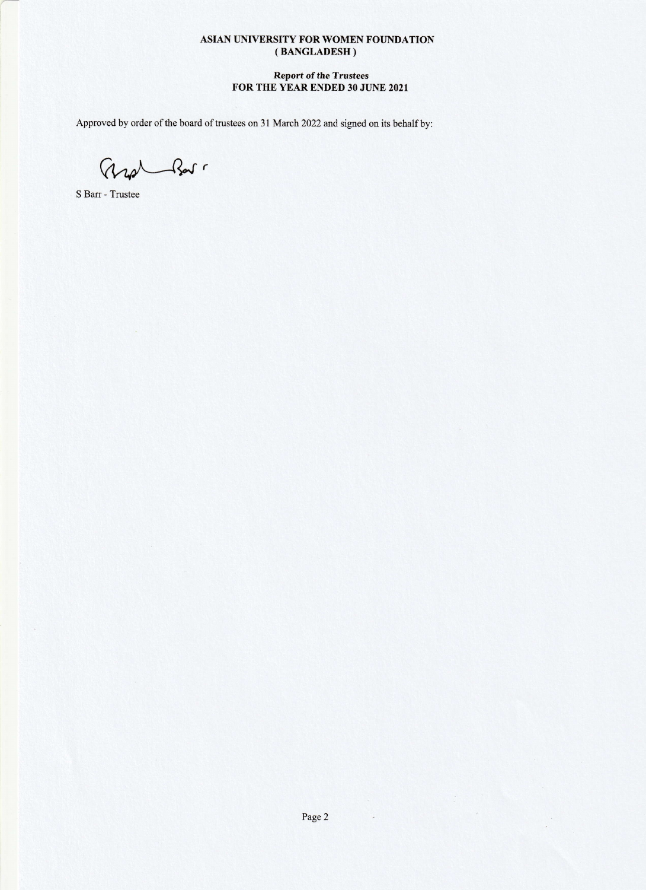**ASIAN UNIVERSITY FOR WOMEN FOUNDATION**
**( BANGLADESH )**

***Report of the Trustees***
**FOR THE YEAR ENDED 30 JUNE 2021**

Approved by order of the board of trustees on 31 March 2022 and signed on its behalf by:

S Barr - Trustee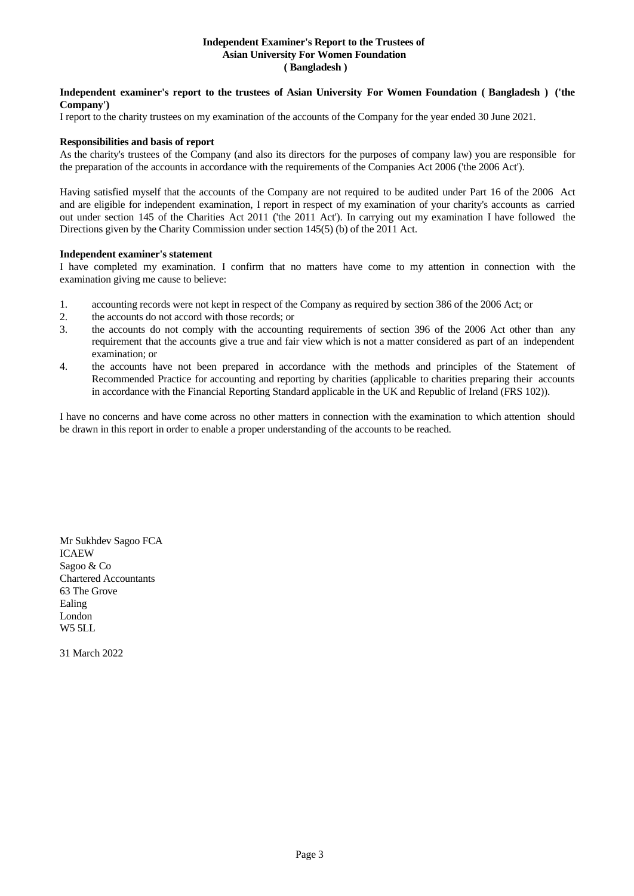# Independent Examiner's Report to the Trustees of Asian University For Women Foundation ( Bangladesh )

**Independent examiner's report to the trustees of Asian University For Women Foundation ( Bangladesh ) ('the Company')**

I report to the charity trustees on my examination of the accounts of the Company for the year ended 30 June 2021.

**Responsibilities and basis of report**

As the charity's trustees of the Company (and also its directors for the purposes of company law) you are responsible for the preparation of the accounts in accordance with the requirements of the Companies Act 2006 ('the 2006 Act').

Having satisfied myself that the accounts of the Company are not required to be audited under Part 16 of the 2006 Act and are eligible for independent examination, I report in respect of my examination of your charity's accounts as carried out under section 145 of the Charities Act 2011 ('the 2011 Act'). In carrying out my examination I have followed the Directions given by the Charity Commission under section 145(5) (b) of the 2011 Act.

**Independent examiner's statement**

I have completed my examination. I confirm that no matters have come to my attention in connection with the examination giving me cause to believe:

1. accounting records were not kept in respect of the Company as required by section 386 of the 2006 Act; or
2. the accounts do not accord with those records; or
3. the accounts do not comply with the accounting requirements of section 396 of the 2006 Act other than any requirement that the accounts give a true and fair view which is not a matter considered as part of an independent examination; or
4. the accounts have not been prepared in accordance with the methods and principles of the Statement of Recommended Practice for accounting and reporting by charities (applicable to charities preparing their accounts in accordance with the Financial Reporting Standard applicable in the UK and Republic of Ireland (FRS 102)).

I have no concerns and have come across no other matters in connection with the examination to which attention should be drawn in this report in order to enable a proper understanding of the accounts to be reached.

Mr Sukhdev Sagoo FCA
ICAEW
Sagoo & Co
Chartered Accountants
63 The Grove
Ealing
London
W5 5LL

31 March 2022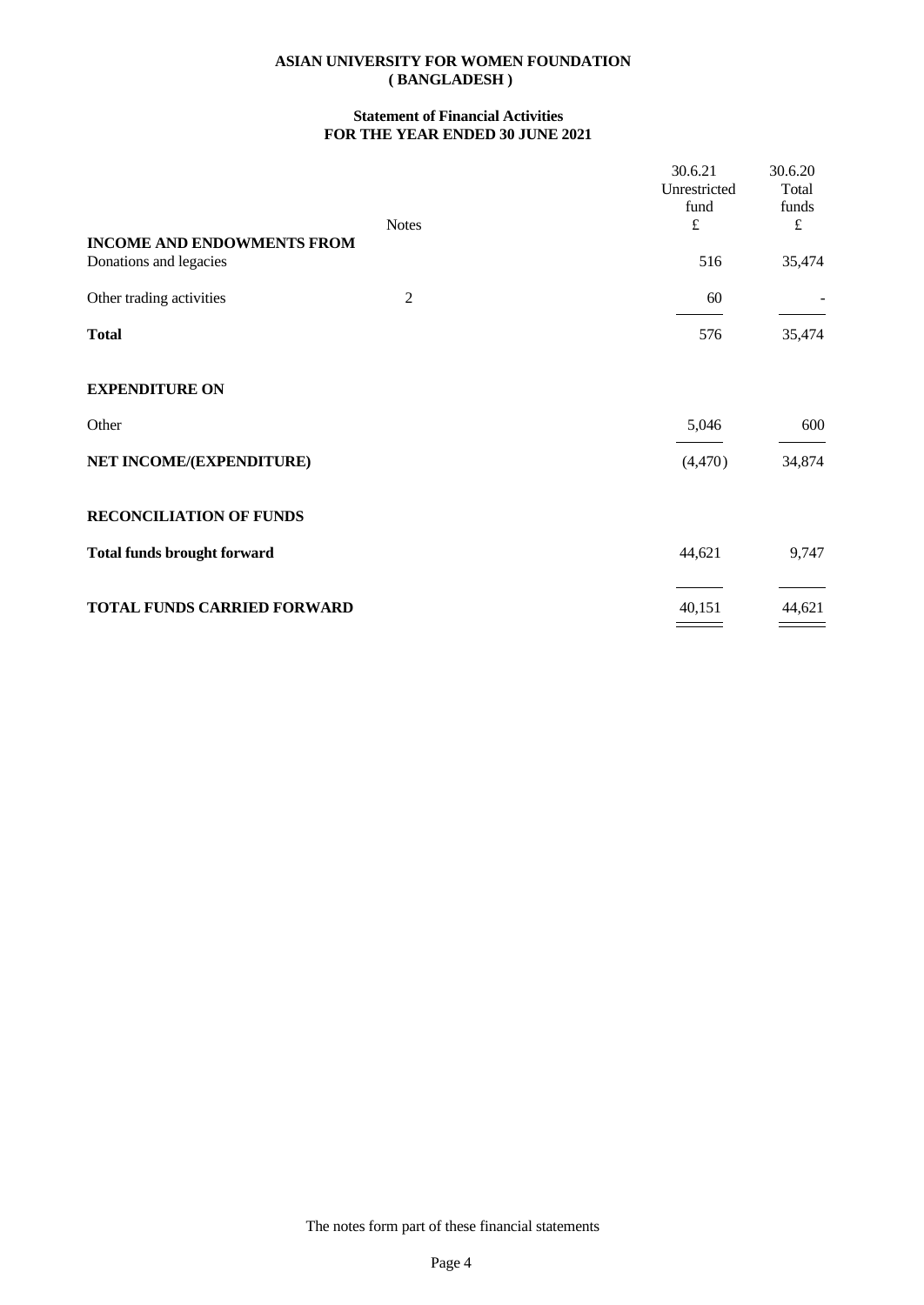**ASIAN UNIVERSITY FOR WOMEN FOUNDATION**
**( BANGLADESH )**

**Statement of Financial Activities**
**FOR THE YEAR ENDED 30 JUNE 2021**

| | Notes | 30.6.21 Unrestricted fund £ | 30.6.20 Total funds £ |
|---|---|---|---|
| **INCOME AND ENDOWMENTS FROM** | | | |
| Donations and legacies | | 516 | 35,474 |
| Other trading activities | 2 | 60 | - |
| **Total** | | 576 | 35,474 |
| **EXPENDITURE ON** | | | |
| Other | | 5,046 | 600 |
| **NET INCOME/(EXPENDITURE)** | | (4,470) | 34,874 |
| **RECONCILIATION OF FUNDS** | | | |
| **Total funds brought forward** | | 44,621 | 9,747 |
| **TOTAL FUNDS CARRIED FORWARD** | | 40,151 | 44,621 |

The notes form part of these financial statements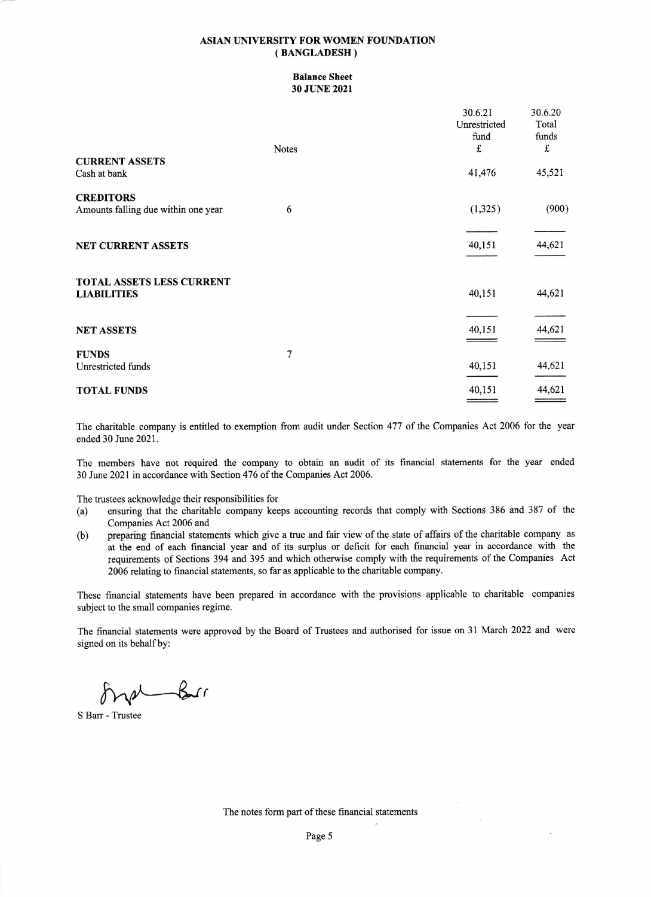# ASIAN UNIVERSITY FOR WOMEN FOUNDATION
# ( BANGLADESH )

## Balance Sheet
## 30 JUNE 2021

| | Notes | 30.6.21 Unrestricted fund £ | 30.6.20 Total funds £ |
|---|---|---|---|
| **CURRENT ASSETS** | | | |
| Cash at bank | | 41,476 | 45,521 |
| **CREDITORS** | | | |
| Amounts falling due within one year | 6 | (1,325) | (900) |
| **NET CURRENT ASSETS** | | 40,151 | 44,621 |
| **TOTAL ASSETS LESS CURRENT LIABILITIES** | | 40,151 | 44,621 |
| **NET ASSETS** | | 40,151 | 44,621 |
| **FUNDS** | 7 | | |
| Unrestricted funds | | 40,151 | 44,621 |
| **TOTAL FUNDS** | | 40,151 | 44,621 |

The charitable company is entitled to exemption from audit under Section 477 of the Companies Act 2006 for the year ended 30 June 2021.

The members have not required the company to obtain an audit of its financial statements for the year ended 30 June 2021 in accordance with Section 476 of the Companies Act 2006.

The trustees acknowledge their responsibilities for

(a) ensuring that the charitable company keeps accounting records that comply with Sections 386 and 387 of the Companies Act 2006 and

(b) preparing financial statements which give a true and fair view of the state of affairs of the charitable company as at the end of each financial year and of its surplus or deficit for each financial year in accordance with the requirements of Sections 394 and 395 and which otherwise comply with the requirements of the Companies Act 2006 relating to financial statements, so far as applicable to the charitable company.

These financial statements have been prepared in accordance with the provisions applicable to charitable companies subject to the small companies regime.

The financial statements were approved by the Board of Trustees and authorised for issue on 31 March 2022 and were signed on its behalf by:

S Barr - Trustee

The notes form part of these financial statements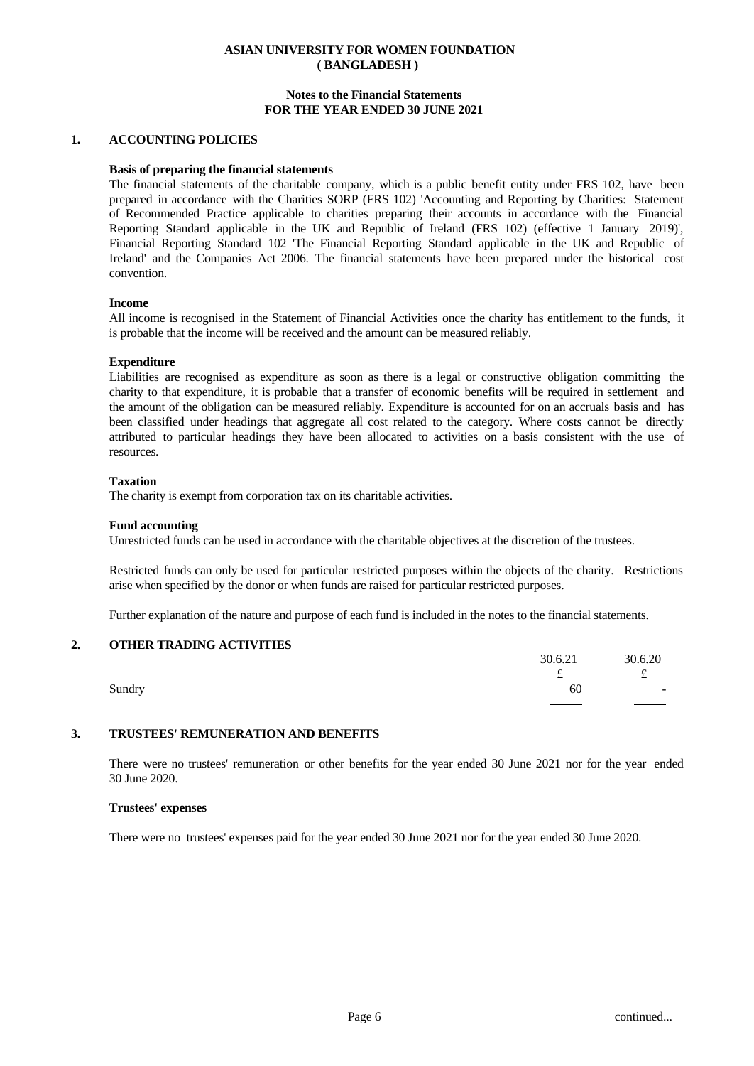**ASIAN UNIVERSITY FOR WOMEN FOUNDATION ( BANGLADESH )**

**Notes to the Financial Statements FOR THE YEAR ENDED 30 JUNE 2021**

## 1. ACCOUNTING POLICIES

**Basis of preparing the financial statements**

The financial statements of the charitable company, which is a public benefit entity under FRS 102, have been prepared in accordance with the Charities SORP (FRS 102) 'Accounting and Reporting by Charities: Statement of Recommended Practice applicable to charities preparing their accounts in accordance with the Financial Reporting Standard applicable in the UK and Republic of Ireland (FRS 102) (effective 1 January 2019)', Financial Reporting Standard 102 'The Financial Reporting Standard applicable in the UK and Republic of Ireland' and the Companies Act 2006. The financial statements have been prepared under the historical cost convention.

**Income**

All income is recognised in the Statement of Financial Activities once the charity has entitlement to the funds, it is probable that the income will be received and the amount can be measured reliably.

**Expenditure**

Liabilities are recognised as expenditure as soon as there is a legal or constructive obligation committing the charity to that expenditure, it is probable that a transfer of economic benefits will be required in settlement and the amount of the obligation can be measured reliably. Expenditure is accounted for on an accruals basis and has been classified under headings that aggregate all cost related to the category. Where costs cannot be directly attributed to particular headings they have been allocated to activities on a basis consistent with the use of resources.

**Taxation**

The charity is exempt from corporation tax on its charitable activities.

**Fund accounting**

Unrestricted funds can be used in accordance with the charitable objectives at the discretion of the trustees.

Restricted funds can only be used for particular restricted purposes within the objects of the charity. Restrictions arise when specified by the donor or when funds are raised for particular restricted purposes.

Further explanation of the nature and purpose of each fund is included in the notes to the financial statements.

## 2. OTHER TRADING ACTIVITIES

| | 30.6.21 | 30.6.20 |
|---|---|---|
| | £ | £ |
| Sundry | 60 | - |

## 3. TRUSTEES' REMUNERATION AND BENEFITS

There were no trustees' remuneration or other benefits for the year ended 30 June 2021 nor for the year ended 30 June 2020.

**Trustees' expenses**

There were no trustees' expenses paid for the year ended 30 June 2021 nor for the year ended 30 June 2020.

continued...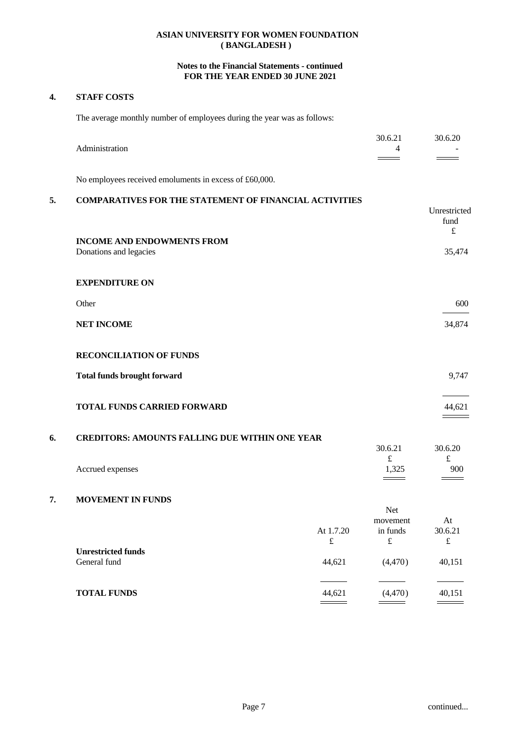**ASIAN UNIVERSITY FOR WOMEN FOUNDATION**
**( BANGLADESH )**

**Notes to the Financial Statements - continued**
**FOR THE YEAR ENDED 30 JUNE 2021**

## 4. STAFF COSTS

The average monthly number of employees during the year was as follows:

| | 30.6.21 | 30.6.20 |
|---|---|---|
| Administration | 4 | - |

No employees received emoluments in excess of £60,000.

## 5. COMPARATIVES FOR THE STATEMENT OF FINANCIAL ACTIVITIES

| | Unrestricted fund £ |
|---|---|
| **INCOME AND ENDOWMENTS FROM** | |
| Donations and legacies | 35,474 |
| **EXPENDITURE ON** | |
| Other | 600 |
| **NET INCOME** | 34,874 |
| **RECONCILIATION OF FUNDS** | |
| **Total funds brought forward** | 9,747 |
| **TOTAL FUNDS CARRIED FORWARD** | 44,621 |

## 6. CREDITORS: AMOUNTS FALLING DUE WITHIN ONE YEAR

| | 30.6.21 £ | 30.6.20 £ |
|---|---|---|
| Accrued expenses | 1,325 | 900 |

## 7. MOVEMENT IN FUNDS

| | At 1.7.20 £ | Net movement in funds £ | At 30.6.21 £ |
|---|---|---|---|
| **Unrestricted funds** | | | |
| General fund | 44,621 | (4,470) | 40,151 |
| **TOTAL FUNDS** | 44,621 | (4,470) | 40,151 |

continued...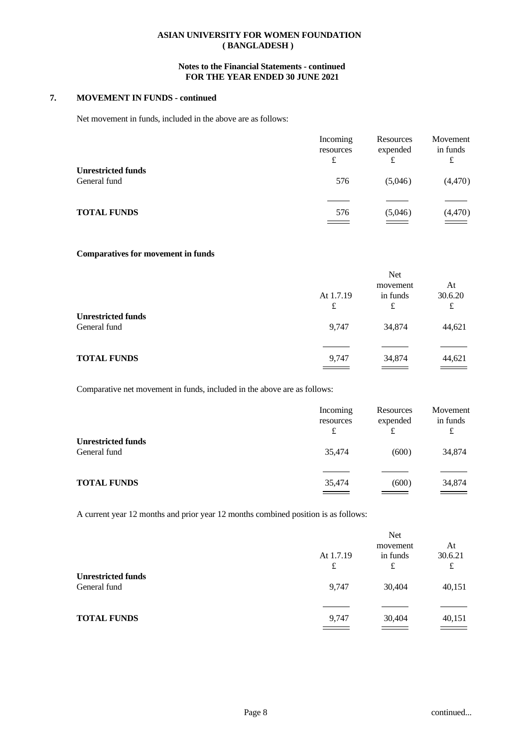## ASIAN UNIVERSITY FOR WOMEN FOUNDATION ( BANGLADESH )

### Notes to the Financial Statements - continued FOR THE YEAR ENDED 30 JUNE 2021

### 7. MOVEMENT IN FUNDS - continued

Net movement in funds, included in the above are as follows:

| | Incoming resources £ | Resources expended £ | Movement in funds £ |
|---|---|---|---|
| **Unrestricted funds** | | | |
| General fund | 576 | (5,046) | (4,470) |
| **TOTAL FUNDS** | 576 | (5,046) | (4,470) |

**Comparatives for movement in funds**

| | At 1.7.19 £ | Net movement in funds £ | At 30.6.20 £ |
|---|---|---|---|
| **Unrestricted funds** | | | |
| General fund | 9,747 | 34,874 | 44,621 |
| **TOTAL FUNDS** | 9,747 | 34,874 | 44,621 |

Comparative net movement in funds, included in the above are as follows:

| | Incoming resources £ | Resources expended £ | Movement in funds £ |
|---|---|---|---|
| **Unrestricted funds** | | | |
| General fund | 35,474 | (600) | 34,874 |
| **TOTAL FUNDS** | 35,474 | (600) | 34,874 |

A current year 12 months and prior year 12 months combined position is as follows:

| | At 1.7.19 £ | Net movement in funds £ | At 30.6.21 £ |
|---|---|---|---|
| **Unrestricted funds** | | | |
| General fund | 9,747 | 30,404 | 40,151 |
| **TOTAL FUNDS** | 9,747 | 30,404 | 40,151 |

continued...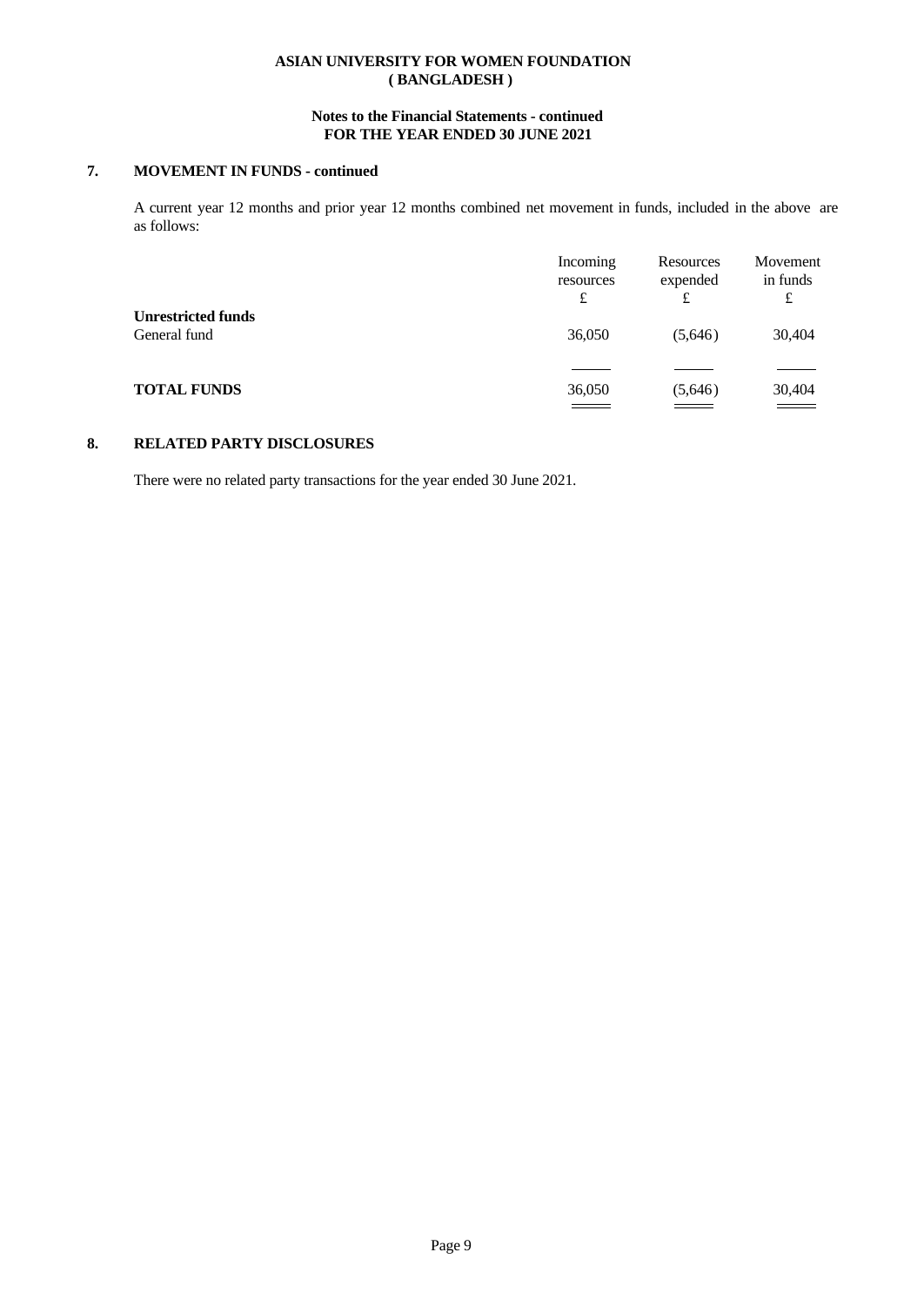**ASIAN UNIVERSITY FOR WOMEN FOUNDATION**
**( BANGLADESH )**

**Notes to the Financial Statements - continued**
**FOR THE YEAR ENDED 30 JUNE 2021**

## 7. MOVEMENT IN FUNDS - continued

A current year 12 months and prior year 12 months combined net movement in funds, included in the above are as follows:

| | Incoming resources £ | Resources expended £ | Movement in funds £ |
|---|---|---|---|
| **Unrestricted funds** | | | |
| General fund | 36,050 | (5,646) | 30,404 |
| **TOTAL FUNDS** | 36,050 | (5,646) | 30,404 |

## 8. RELATED PARTY DISCLOSURES

There were no related party transactions for the year ended 30 June 2021.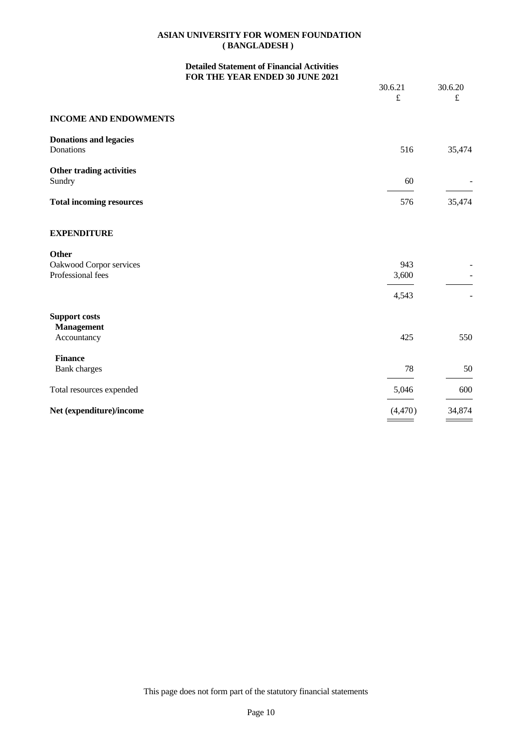**ASIAN UNIVERSITY FOR WOMEN FOUNDATION**
**( BANGLADESH )**

**Detailed Statement of Financial Activities**
**FOR THE YEAR ENDED 30 JUNE 2021**

| | 30.6.21 £ | 30.6.20 £ |
|---|---|---|
| **INCOME AND ENDOWMENTS** | | |
| **Donations and legacies** | | |
| Donations | 516 | 35,474 |
| **Other trading activities** | | |
| Sundry | 60 | - |
| **Total incoming resources** | 576 | 35,474 |
| **EXPENDITURE** | | |
| **Other** | | |
| Oakwood Corpor services | 943 | - |
| Professional fees | 3,600 | - |
| | 4,543 | - |
| **Support costs** | | |
| **Management** | | |
| Accountancy | 425 | 550 |
| **Finance** | | |
| Bank charges | 78 | 50 |
| Total resources expended | 5,046 | 600 |
| **Net (expenditure)/income** | (4,470) | 34,874 |

This page does not form part of the statutory financial statements